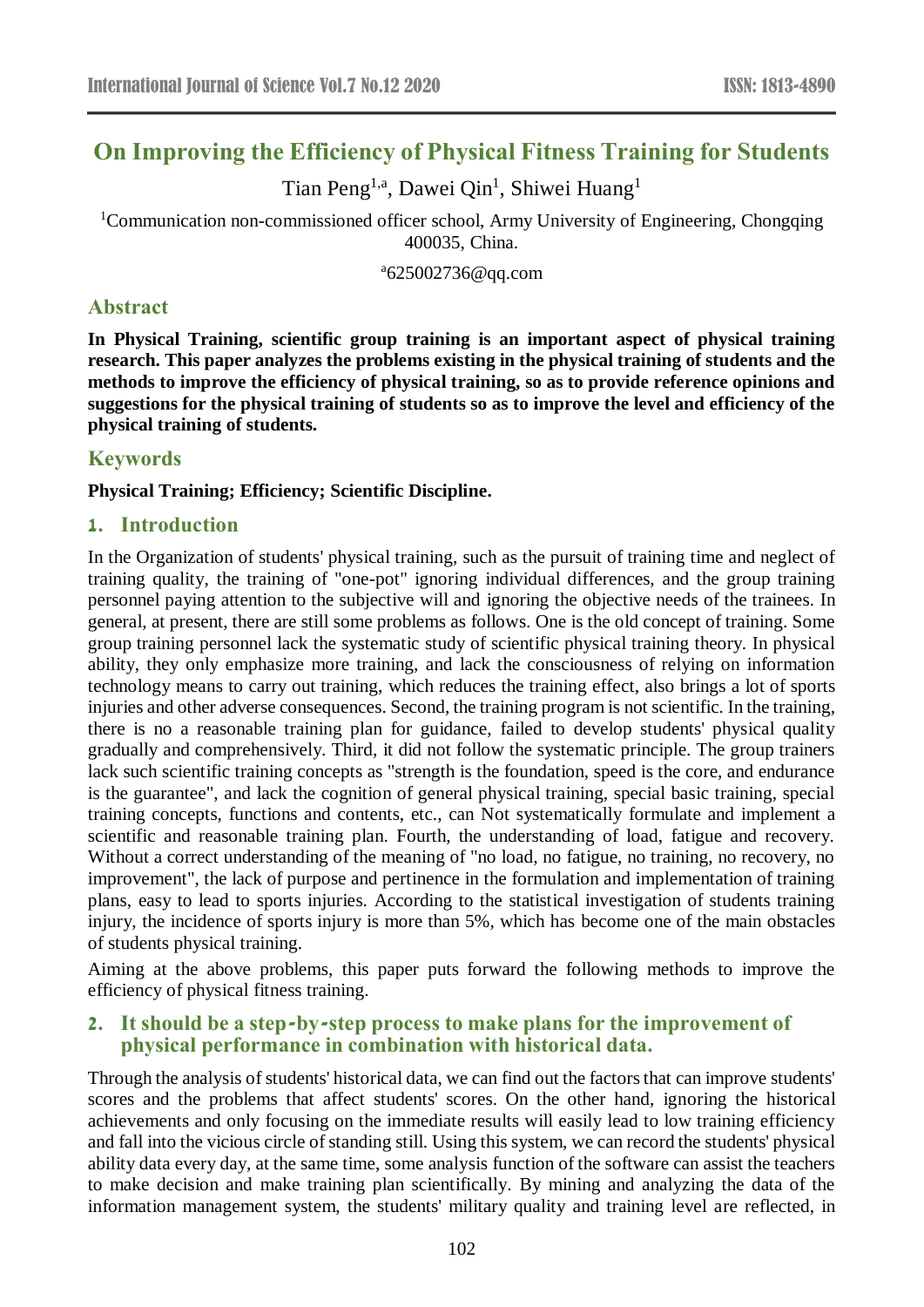# On Improving the Efficiency of Physical Fitness Training for Students

Tian Peng[1,a], Dawei Qin[1], Shiwei Huang[1]

[1]Communication non-commissioned officer school, Army University of Engineering, Chongqing 400035, China.

[a]625002736@qq.com

## Abstract

**In Physical Training, scientific group training is an important aspect of physical training research. This paper analyzes the problems existing in the physical training of students and the methods to improve the efficiency of physical training, so as to provide reference opinions and suggestions for the physical training of students so as to improve the level and efficiency of the physical training of students.**

## Keywords

**Physical Training; Efficiency; Scientific Discipline.**

## 1. Introduction

In the Organization of students' physical training, such as the pursuit of training time and neglect of training quality, the training of "one-pot" ignoring individual differences, and the group training personnel paying attention to the subjective will and ignoring the objective needs of the trainees. In general, at present, there are still some problems as follows. One is the old concept of training. Some group training personnel lack the systematic study of scientific physical training theory. In physical ability, they only emphasize more training, and lack the consciousness of relying on information technology means to carry out training, which reduces the training effect, also brings a lot of sports injuries and other adverse consequences. Second, the training program is not scientific. In the training, there is no a reasonable training plan for guidance, failed to develop students' physical quality gradually and comprehensively. Third, it did not follow the systematic principle. The group trainers lack such scientific training concepts as "strength is the foundation, speed is the core, and endurance is the guarantee", and lack the cognition of general physical training, special basic training, special training concepts, functions and contents, etc., can Not systematically formulate and implement a scientific and reasonable training plan. Fourth, the understanding of load, fatigue and recovery. Without a correct understanding of the meaning of "no load, no fatigue, no training, no recovery, no improvement", the lack of purpose and pertinence in the formulation and implementation of training plans, easy to lead to sports injuries. According to the statistical investigation of students training injury, the incidence of sports injury is more than 5%, which has become one of the main obstacles of students physical training.

Aiming at the above problems, this paper puts forward the following methods to improve the efficiency of physical fitness training.

## 2. It should be a step-by-step process to make plans for the improvement of physical performance in combination with historical data.

Through the analysis of students' historical data, we can find out the factors that can improve students' scores and the problems that affect students' scores. On the other hand, ignoring the historical achievements and only focusing on the immediate results will easily lead to low training efficiency and fall into the vicious circle of standing still. Using this system, we can record the students' physical ability data every day, at the same time, some analysis function of the software can assist the teachers to make decision and make training plan scientifically. By mining and analyzing the data of the information management system, the students' military quality and training level are reflected, in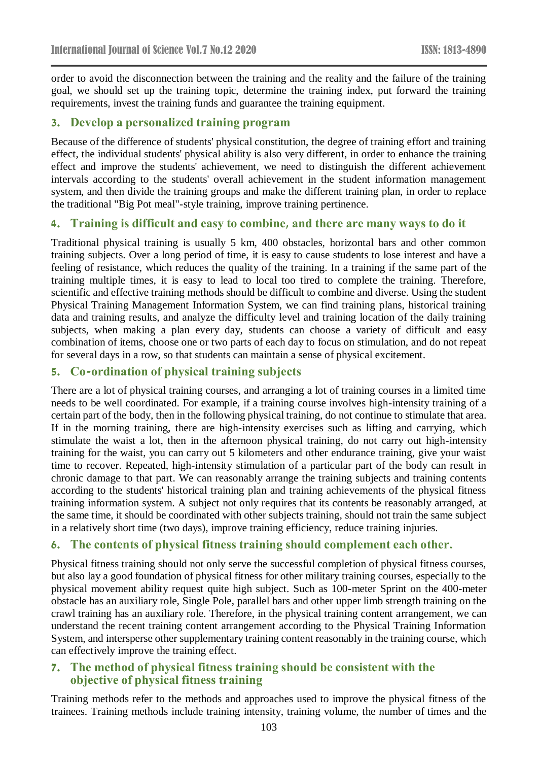order to avoid the disconnection between the training and the reality and the failure of the training goal, we should set up the training topic, determine the training index, put forward the training requirements, invest the training funds and guarantee the training equipment.

## 3. Develop a personalized training program

Because of the difference of students' physical constitution, the degree of training effort and training effect, the individual students' physical ability is also very different, in order to enhance the training effect and improve the students' achievement, we need to distinguish the different achievement intervals according to the students' overall achievement in the student information management system, and then divide the training groups and make the different training plan, in order to replace the traditional "Big Pot meal"-style training, improve training pertinence.

## 4. Training is difficult and easy to combine, and there are many ways to do it

Traditional physical training is usually 5 km, 400 obstacles, horizontal bars and other common training subjects. Over a long period of time, it is easy to cause students to lose interest and have a feeling of resistance, which reduces the quality of the training. In a training if the same part of the training multiple times, it is easy to lead to local too tired to complete the training. Therefore, scientific and effective training methods should be difficult to combine and diverse. Using the student Physical Training Management Information System, we can find training plans, historical training data and training results, and analyze the difficulty level and training location of the daily training subjects, when making a plan every day, students can choose a variety of difficult and easy combination of items, choose one or two parts of each day to focus on stimulation, and do not repeat for several days in a row, so that students can maintain a sense of physical excitement.

## 5. Co-ordination of physical training subjects

There are a lot of physical training courses, and arranging a lot of training courses in a limited time needs to be well coordinated. For example, if a training course involves high-intensity training of a certain part of the body, then in the following physical training, do not continue to stimulate that area. If in the morning training, there are high-intensity exercises such as lifting and carrying, which stimulate the waist a lot, then in the afternoon physical training, do not carry out high-intensity training for the waist, you can carry out 5 kilometers and other endurance training, give your waist time to recover. Repeated, high-intensity stimulation of a particular part of the body can result in chronic damage to that part. We can reasonably arrange the training subjects and training contents according to the students' historical training plan and training achievements of the physical fitness training information system. A subject not only requires that its contents be reasonably arranged, at the same time, it should be coordinated with other subjects training, should not train the same subject in a relatively short time (two days), improve training efficiency, reduce training injuries.

## 6. The contents of physical fitness training should complement each other.

Physical fitness training should not only serve the successful completion of physical fitness courses, but also lay a good foundation of physical fitness for other military training courses, especially to the physical movement ability request quite high subject. Such as 100-meter Sprint on the 400-meter obstacle has an auxiliary role, Single Pole, parallel bars and other upper limb strength training on the crawl training has an auxiliary role. Therefore, in the physical training content arrangement, we can understand the recent training content arrangement according to the Physical Training Information System, and intersperse other supplementary training content reasonably in the training course, which can effectively improve the training effect.

## 7. The method of physical fitness training should be consistent with the objective of physical fitness training

Training methods refer to the methods and approaches used to improve the physical fitness of the trainees. Training methods include training intensity, training volume, the number of times and the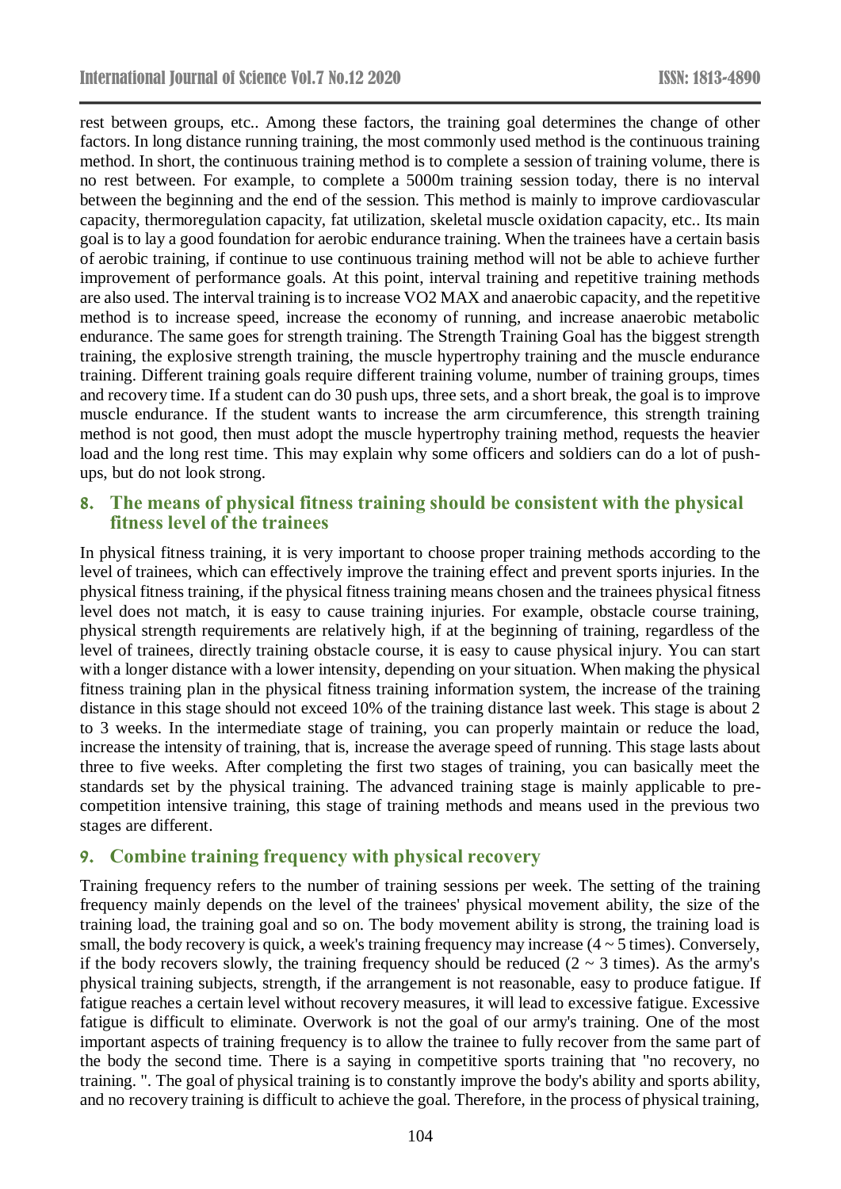rest between groups, etc.. Among these factors, the training goal determines the change of other factors. In long distance running training, the most commonly used method is the continuous training method. In short, the continuous training method is to complete a session of training volume, there is no rest between. For example, to complete a 5000m training session today, there is no interval between the beginning and the end of the session. This method is mainly to improve cardiovascular capacity, thermoregulation capacity, fat utilization, skeletal muscle oxidation capacity, etc.. Its main goal is to lay a good foundation for aerobic endurance training. When the trainees have a certain basis of aerobic training, if continue to use continuous training method will not be able to achieve further improvement of performance goals. At this point, interval training and repetitive training methods are also used. The interval training is to increase VO2 MAX and anaerobic capacity, and the repetitive method is to increase speed, increase the economy of running, and increase anaerobic metabolic endurance. The same goes for strength training. The Strength Training Goal has the biggest strength training, the explosive strength training, the muscle hypertrophy training and the muscle endurance training. Different training goals require different training volume, number of training groups, times and recovery time. If a student can do 30 push ups, three sets, and a short break, the goal is to improve muscle endurance. If the student wants to increase the arm circumference, this strength training method is not good, then must adopt the muscle hypertrophy training method, requests the heavier load and the long rest time. This may explain why some officers and soldiers can do a lot of push-ups, but do not look strong.

## 8. The means of physical fitness training should be consistent with the physical fitness level of the trainees

In physical fitness training, it is very important to choose proper training methods according to the level of trainees, which can effectively improve the training effect and prevent sports injuries. In the physical fitness training, if the physical fitness training means chosen and the trainees physical fitness level does not match, it is easy to cause training injuries. For example, obstacle course training, physical strength requirements are relatively high, if at the beginning of training, regardless of the level of trainees, directly training obstacle course, it is easy to cause physical injury. You can start with a longer distance with a lower intensity, depending on your situation. When making the physical fitness training plan in the physical fitness training information system, the increase of the training distance in this stage should not exceed 10% of the training distance last week. This stage is about 2 to 3 weeks. In the intermediate stage of training, you can properly maintain or reduce the load, increase the intensity of training, that is, increase the average speed of running. This stage lasts about three to five weeks. After completing the first two stages of training, you can basically meet the standards set by the physical training. The advanced training stage is mainly applicable to pre-competition intensive training, this stage of training methods and means used in the previous two stages are different.

## 9. Combine training frequency with physical recovery

Training frequency refers to the number of training sessions per week. The setting of the training frequency mainly depends on the level of the trainees' physical movement ability, the size of the training load, the training goal and so on. The body movement ability is strong, the training load is small, the body recovery is quick, a week's training frequency may increase (4 ~ 5 times). Conversely, if the body recovers slowly, the training frequency should be reduced (2 ~ 3 times). As the army's physical training subjects, strength, if the arrangement is not reasonable, easy to produce fatigue. If fatigue reaches a certain level without recovery measures, it will lead to excessive fatigue. Excessive fatigue is difficult to eliminate. Overwork is not the goal of our army's training. One of the most important aspects of training frequency is to allow the trainee to fully recover from the same part of the body the second time. There is a saying in competitive sports training that "no recovery, no training. ". The goal of physical training is to constantly improve the body's ability and sports ability, and no recovery training is difficult to achieve the goal. Therefore, in the process of physical training,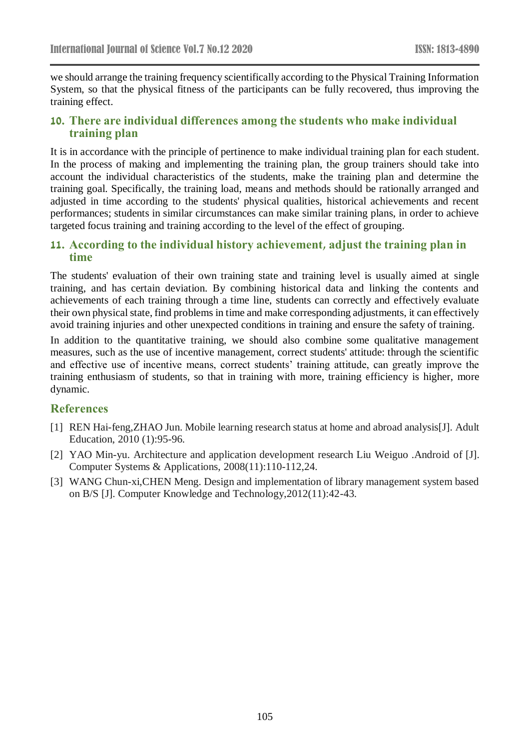we should arrange the training frequency scientifically according to the Physical Training Information System, so that the physical fitness of the participants can be fully recovered, thus improving the training effect.

## 10. There are individual differences among the students who make individual training plan

It is in accordance with the principle of pertinence to make individual training plan for each student. In the process of making and implementing the training plan, the group trainers should take into account the individual characteristics of the students, make the training plan and determine the training goal. Specifically, the training load, means and methods should be rationally arranged and adjusted in time according to the students' physical qualities, historical achievements and recent performances; students in similar circumstances can make similar training plans, in order to achieve targeted focus training and training according to the level of the effect of grouping.

## 11. According to the individual history achievement, adjust the training plan in time

The students' evaluation of their own training state and training level is usually aimed at single training, and has certain deviation. By combining historical data and linking the contents and achievements of each training through a time line, students can correctly and effectively evaluate their own physical state, find problems in time and make corresponding adjustments, it can effectively avoid training injuries and other unexpected conditions in training and ensure the safety of training.

In addition to the quantitative training, we should also combine some qualitative management measures, such as the use of incentive management, correct students' attitude: through the scientific and effective use of incentive means, correct students' training attitude, can greatly improve the training enthusiasm of students, so that in training with more, training efficiency is higher, more dynamic.

## References

[1] REN Hai-feng,ZHAO Jun. Mobile learning research status at home and abroad analysis[J]. Adult Education, 2010 (1):95-96.

[2] YAO Min-yu. Architecture and application development research Liu Weiguo .Android of [J]. Computer Systems & Applications, 2008(11):110-112,24.

[3] WANG Chun-xi,CHEN Meng. Design and implementation of library management system based on B/S [J]. Computer Knowledge and Technology,2012(11):42-43.